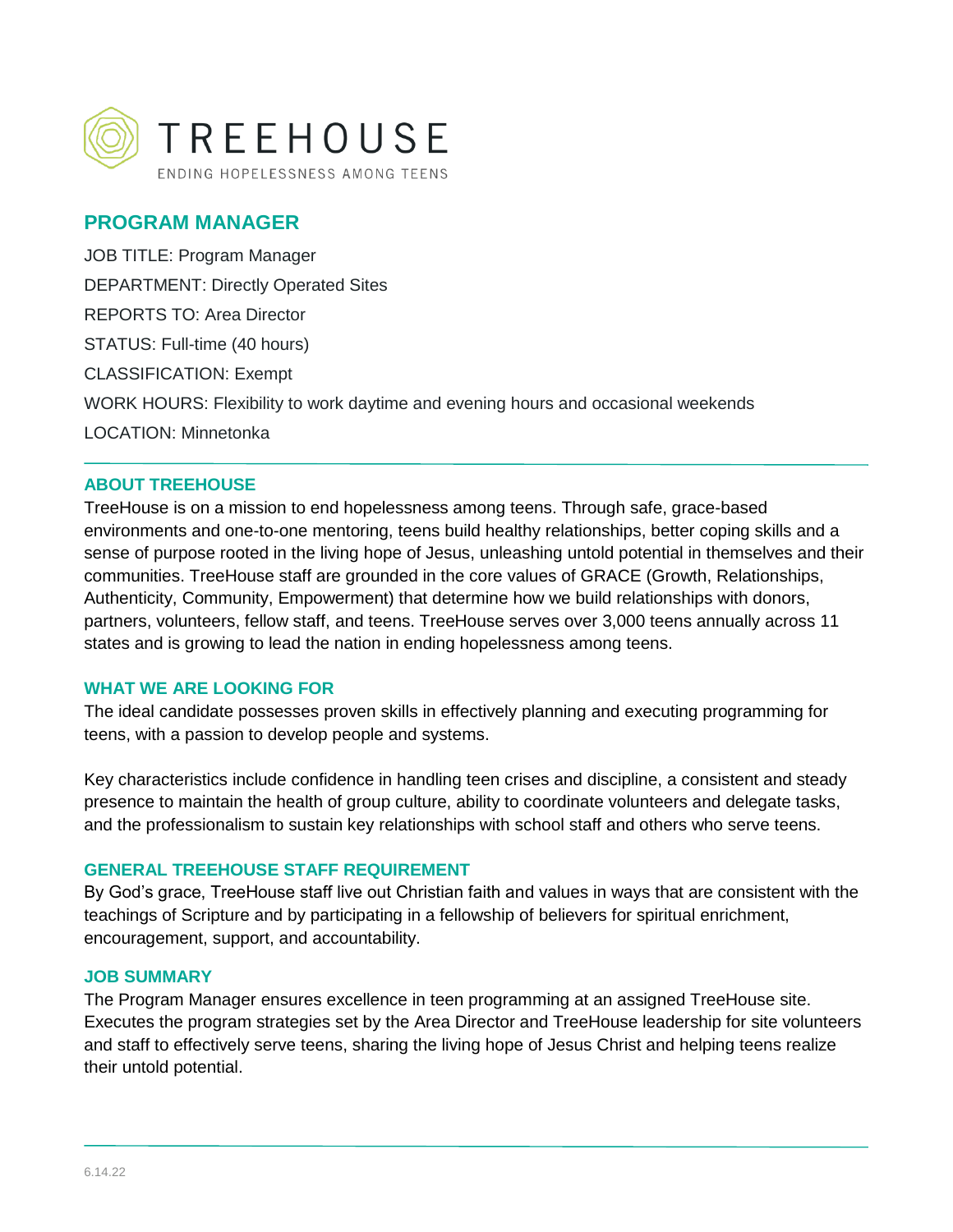TREEHOUSE

ENDING HOPELESSNESS AMONG TEENS

# PROGRAM MANAGER

JOB TITLE: Program Manager

DEPARTMENT: Directly Operated Sites

REPORTS TO: Area Director

STATUS: Full-time (40 hours)

CLASSIFICATION: Exempt

WORK HOURS: Flexibility to work daytime and evening hours and occasional weekends

LOCATION: Minnetonka

## ABOUT TREEHOUSE

TreeHouse is on a mission to end hopelessness among teens. Through safe, grace-based environments and one-to-one mentoring, teens build healthy relationships, better coping skills and a sense of purpose rooted in the living hope of Jesus, unleashing untold potential in themselves and their communities. TreeHouse staff are grounded in the core values of GRACE (Growth, Relationships, Authenticity, Community, Empowerment) that determine how we build relationships with donors, partners, volunteers, fellow staff, and teens. TreeHouse serves over 3,000 teens annually across 11 states and is growing to lead the nation in ending hopelessness among teens.

## WHAT WE ARE LOOKING FOR

The ideal candidate possesses proven skills in effectively planning and executing programming for teens, with a passion to develop people and systems.

Key characteristics include confidence in handling teen crises and discipline, a consistent and steady presence to maintain the health of group culture, ability to coordinate volunteers and delegate tasks, and the professionalism to sustain key relationships with school staff and others who serve teens.

## GENERAL TREEHOUSE STAFF REQUIREMENT

By God's grace, TreeHouse staff live out Christian faith and values in ways that are consistent with the teachings of Scripture and by participating in a fellowship of believers for spiritual enrichment, encouragement, support, and accountability.

## JOB SUMMARY

The Program Manager ensures excellence in teen programming at an assigned TreeHouse site. Executes the program strategies set by the Area Director and TreeHouse leadership for site volunteers and staff to effectively serve teens, sharing the living hope of Jesus Christ and helping teens realize their untold potential.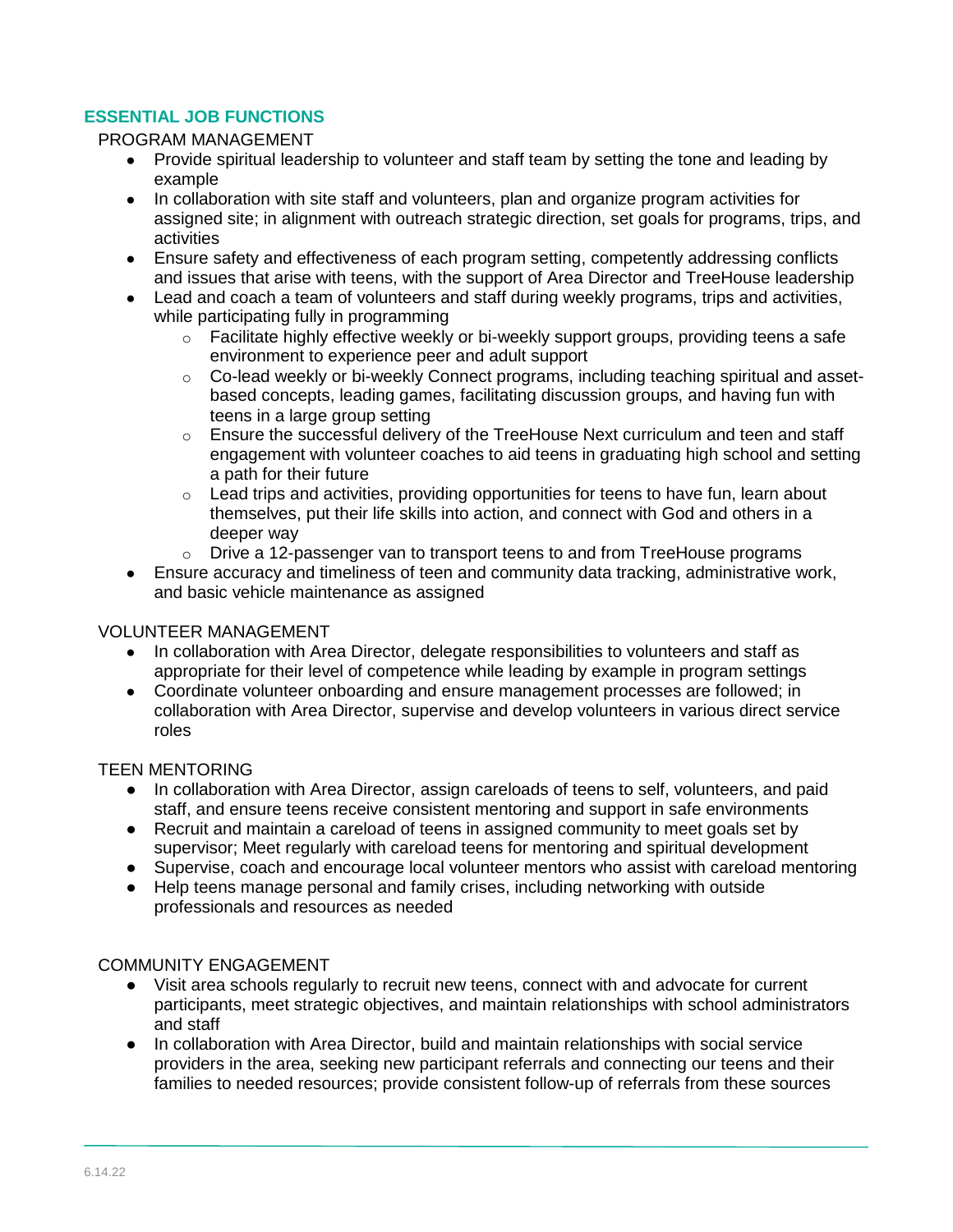## ESSENTIAL JOB FUNCTIONS

PROGRAM MANAGEMENT

- Provide spiritual leadership to volunteer and staff team by setting the tone and leading by example
- In collaboration with site staff and volunteers, plan and organize program activities for assigned site; in alignment with outreach strategic direction, set goals for programs, trips, and activities
- Ensure safety and effectiveness of each program setting, competently addressing conflicts and issues that arise with teens, with the support of Area Director and TreeHouse leadership
- Lead and coach a team of volunteers and staff during weekly programs, trips and activities, while participating fully in programming
  - Facilitate highly effective weekly or bi-weekly support groups, providing teens a safe environment to experience peer and adult support
  - Co-lead weekly or bi-weekly Connect programs, including teaching spiritual and asset-based concepts, leading games, facilitating discussion groups, and having fun with teens in a large group setting
  - Ensure the successful delivery of the TreeHouse Next curriculum and teen and staff engagement with volunteer coaches to aid teens in graduating high school and setting a path for their future
  - Lead trips and activities, providing opportunities for teens to have fun, learn about themselves, put their life skills into action, and connect with God and others in a deeper way
  - Drive a 12-passenger van to transport teens to and from TreeHouse programs
- Ensure accuracy and timeliness of teen and community data tracking, administrative work, and basic vehicle maintenance as assigned

VOLUNTEER MANAGEMENT

- In collaboration with Area Director, delegate responsibilities to volunteers and staff as appropriate for their level of competence while leading by example in program settings
- Coordinate volunteer onboarding and ensure management processes are followed; in collaboration with Area Director, supervise and develop volunteers in various direct service roles

TEEN MENTORING

- In collaboration with Area Director, assign careloads of teens to self, volunteers, and paid staff, and ensure teens receive consistent mentoring and support in safe environments
- Recruit and maintain a careload of teens in assigned community to meet goals set by supervisor; Meet regularly with careload teens for mentoring and spiritual development
- Supervise, coach and encourage local volunteer mentors who assist with careload mentoring
- Help teens manage personal and family crises, including networking with outside professionals and resources as needed

COMMUNITY ENGAGEMENT

- Visit area schools regularly to recruit new teens, connect with and advocate for current participants, meet strategic objectives, and maintain relationships with school administrators and staff
- In collaboration with Area Director, build and maintain relationships with social service providers in the area, seeking new participant referrals and connecting our teens and their families to needed resources; provide consistent follow-up of referrals from these sources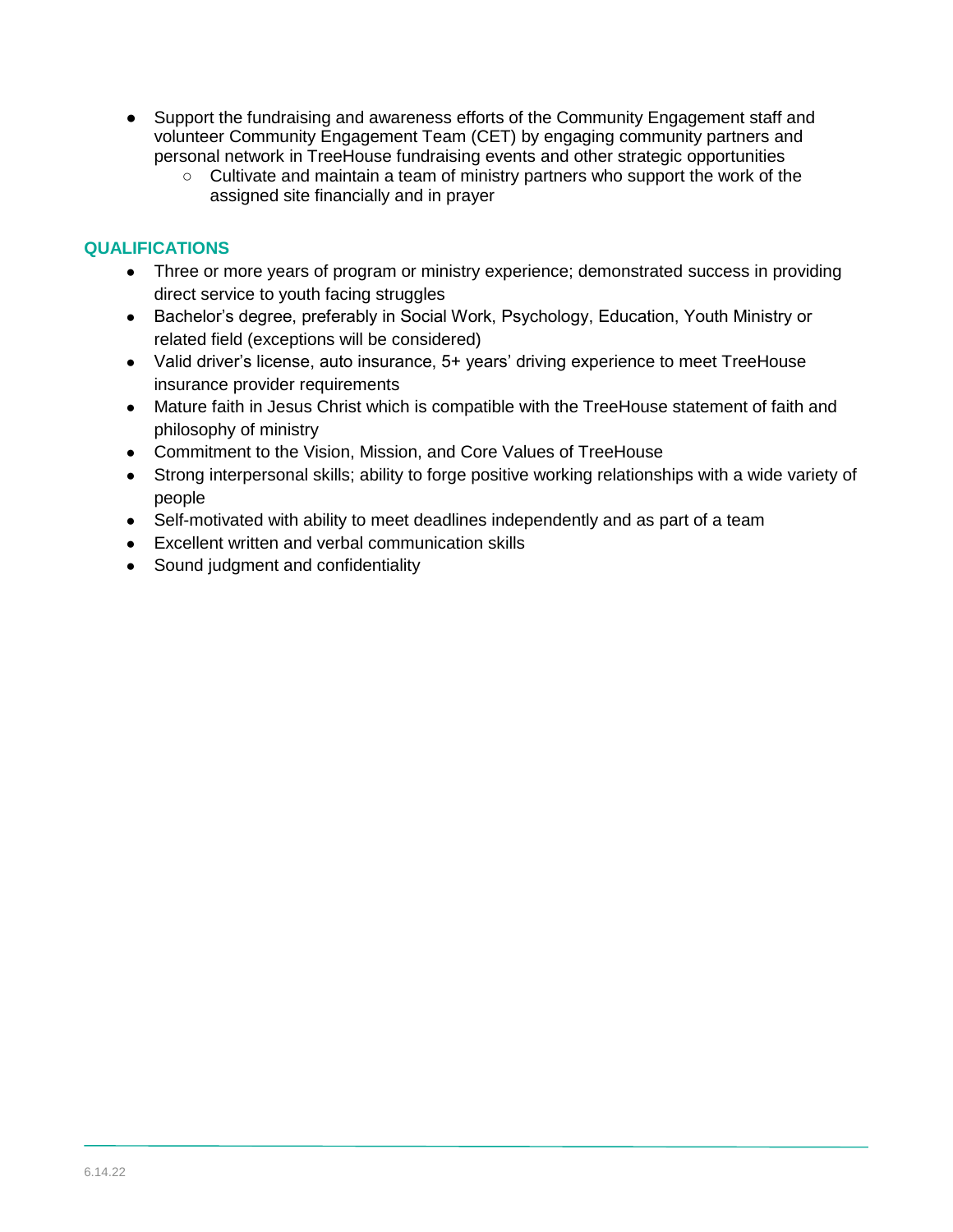- Support the fundraising and awareness efforts of the Community Engagement staff and volunteer Community Engagement Team (CET) by engaging community partners and personal network in TreeHouse fundraising events and other strategic opportunities
  - Cultivate and maintain a team of ministry partners who support the work of the assigned site financially and in prayer

## QUALIFICATIONS

- Three or more years of program or ministry experience; demonstrated success in providing direct service to youth facing struggles
- Bachelor's degree, preferably in Social Work, Psychology, Education, Youth Ministry or related field (exceptions will be considered)
- Valid driver's license, auto insurance, 5+ years' driving experience to meet TreeHouse insurance provider requirements
- Mature faith in Jesus Christ which is compatible with the TreeHouse statement of faith and philosophy of ministry
- Commitment to the Vision, Mission, and Core Values of TreeHouse
- Strong interpersonal skills; ability to forge positive working relationships with a wide variety of people
- Self-motivated with ability to meet deadlines independently and as part of a team
- Excellent written and verbal communication skills
- Sound judgment and confidentiality